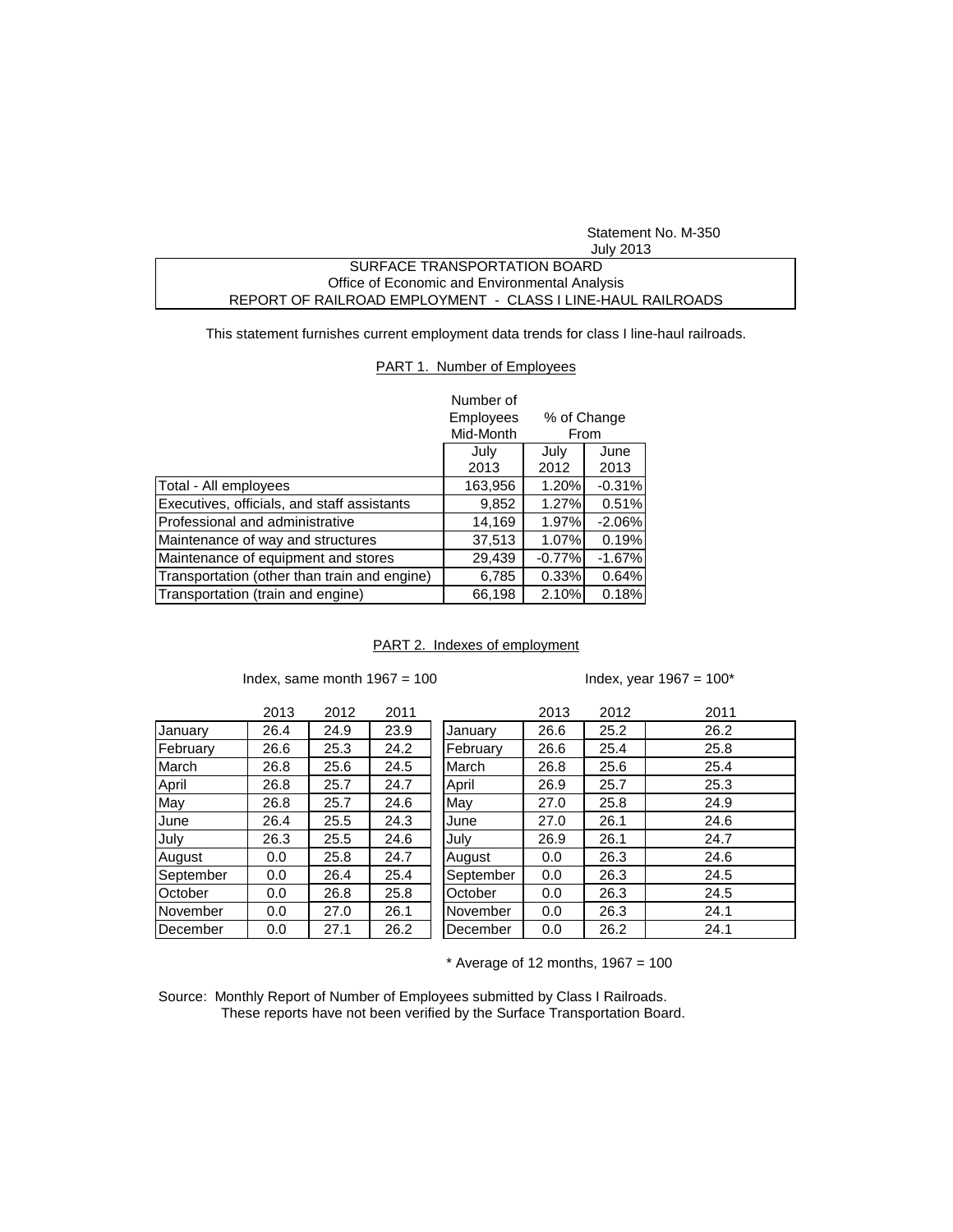Statement No. M-350
July 2013

**SURFACE TRANSPORTATION BOARD**
**Office of Economic and Environmental Analysis**
**REPORT OF RAILROAD EMPLOYMENT - CLASS I LINE-HAUL RAILROADS**

This statement furnishes current employment data trends for class I line-haul railroads.

## PART 1. Number of Employees

| | Number of Employees Mid-Month | % of Change From | |
|---|---|---|---|
| | July 2013 | July 2012 | June 2013 |
| Total - All employees | 163,956 | 1.20% | -0.31% |
| Executives, officials, and staff assistants | 9,852 | 1.27% | 0.51% |
| Professional and administrative | 14,169 | 1.97% | -2.06% |
| Maintenance of way and structures | 37,513 | 1.07% | 0.19% |
| Maintenance of equipment and stores | 29,439 | -0.77% | -1.67% |
| Transportation (other than train and engine) | 6,785 | 0.33% | 0.64% |
| Transportation (train and engine) | 66,198 | 2.10% | 0.18% |

## PART 2. Indexes of employment

Index, same month 1967 = 100

| | 2013 | 2012 | 2011 |
|---|---|---|---|
| January | 26.4 | 24.9 | 23.9 |
| February | 26.6 | 25.3 | 24.2 |
| March | 26.8 | 25.6 | 24.5 |
| April | 26.8 | 25.7 | 24.7 |
| May | 26.8 | 25.7 | 24.6 |
| June | 26.4 | 25.5 | 24.3 |
| July | 26.3 | 25.5 | 24.6 |
| August | 0.0 | 25.8 | 24.7 |
| September | 0.0 | 26.4 | 25.4 |
| October | 0.0 | 26.8 | 25.8 |
| November | 0.0 | 27.0 | 26.1 |
| December | 0.0 | 27.1 | 26.2 |

Index, year 1967 = 100*

| | 2013 | 2012 | 2011 |
|---|---|---|---|
| January | 26.6 | 25.2 | 26.2 |
| February | 26.6 | 25.4 | 25.8 |
| March | 26.8 | 25.6 | 25.4 |
| April | 26.9 | 25.7 | 25.3 |
| May | 27.0 | 25.8 | 24.9 |
| June | 27.0 | 26.1 | 24.6 |
| July | 26.9 | 26.1 | 24.7 |
| August | 0.0 | 26.3 | 24.6 |
| September | 0.0 | 26.3 | 24.5 |
| October | 0.0 | 26.3 | 24.5 |
| November | 0.0 | 26.3 | 24.1 |
| December | 0.0 | 26.2 | 24.1 |

* Average of 12 months, 1967 = 100

Source: Monthly Report of Number of Employees submitted by Class I Railroads.
These reports have not been verified by the Surface Transportation Board.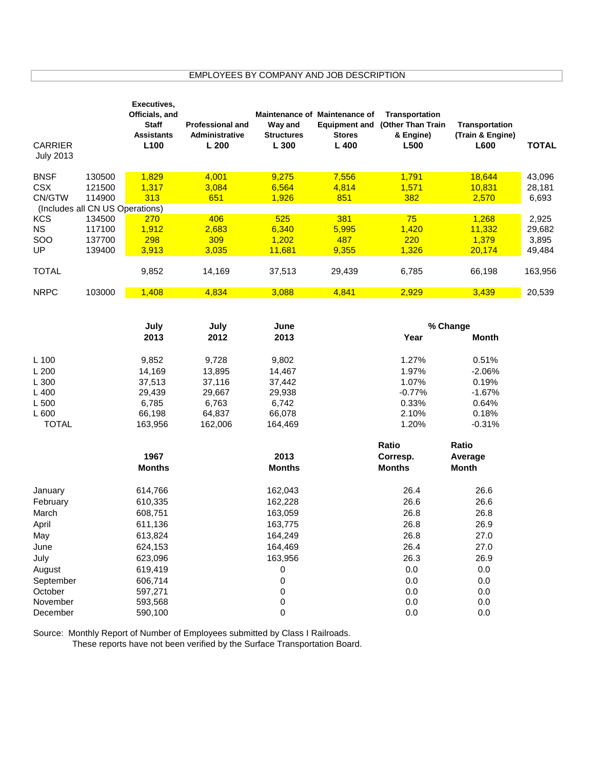## EMPLOYEES BY COMPANY AND JOB DESCRIPTION

| CARRIER July 2013 | | Executives, Officials, and Staff Assistants L100 | Professional and Administrative L 200 | Maintenance of Way and Structures L 300 | Maintenance of Equipment and Stores L 400 | Transportation (Other Than Train & Engine) L500 | Transportation (Train & Engine) L600 | TOTAL |
|---|---|---|---|---|---|---|---|---|
| BNSF | 130500 | 1,829 | 4,001 | 9,275 | 7,556 | 1,791 | 18,644 | 43,096 |
| CSX | 121500 | 1,317 | 3,084 | 6,564 | 4,814 | 1,571 | 10,831 | 28,181 |
| CN/GTW | 114900 | 313 | 651 | 1,926 | 851 | 382 | 2,570 | 6,693 |
| (Includes all CN US Operations) | | | | | | | | |
| KCS | 134500 | 270 | 406 | 525 | 381 | 75 | 1,268 | 2,925 |
| NS | 117100 | 1,912 | 2,683 | 6,340 | 5,995 | 1,420 | 11,332 | 29,682 |
| SOO | 137700 | 298 | 309 | 1,202 | 487 | 220 | 1,379 | 3,895 |
| UP | 139400 | 3,913 | 3,035 | 11,681 | 9,355 | 1,326 | 20,174 | 49,484 |
| TOTAL | | 9,852 | 14,169 | 37,513 | 29,439 | 6,785 | 66,198 | 163,956 |
| NRPC | 103000 | 1,408 | 4,834 | 3,088 | 4,841 | 2,929 | 3,439 | 20,539 |

| | July 2013 | July 2012 | June 2013 | % Change Year | % Change Month |
|---|---|---|---|---|---|
| L 100 | 9,852 | 9,728 | 9,802 | 1.27% | 0.51% |
| L 200 | 14,169 | 13,895 | 14,467 | 1.97% | -2.06% |
| L 300 | 37,513 | 37,116 | 37,442 | 1.07% | 0.19% |
| L 400 | 29,439 | 29,667 | 29,938 | -0.77% | -1.67% |
| L 500 | 6,785 | 6,763 | 6,742 | 0.33% | 0.64% |
| L 600 | 66,198 | 64,837 | 66,078 | 2.10% | 0.18% |
| TOTAL | 163,956 | 162,006 | 164,469 | 1.20% | -0.31% |

| | 1967 Months | 2013 Months | Ratio Corresp. Months | Ratio Average Month |
|---|---|---|---|---|
| January | 614,766 | 162,043 | 26.4 | 26.6 |
| February | 610,335 | 162,228 | 26.6 | 26.6 |
| March | 608,751 | 163,059 | 26.8 | 26.8 |
| April | 611,136 | 163,775 | 26.8 | 26.9 |
| May | 613,824 | 164,249 | 26.8 | 27.0 |
| June | 624,153 | 164,469 | 26.4 | 27.0 |
| July | 623,096 | 163,956 | 26.3 | 26.9 |
| August | 619,419 | 0 | 0.0 | 0.0 |
| September | 606,714 | 0 | 0.0 | 0.0 |
| October | 597,271 | 0 | 0.0 | 0.0 |
| November | 593,568 | 0 | 0.0 | 0.0 |
| December | 590,100 | 0 | 0.0 | 0.0 |

Source: Monthly Report of Number of Employees submitted by Class I Railroads.
These reports have not been verified by the Surface Transportation Board.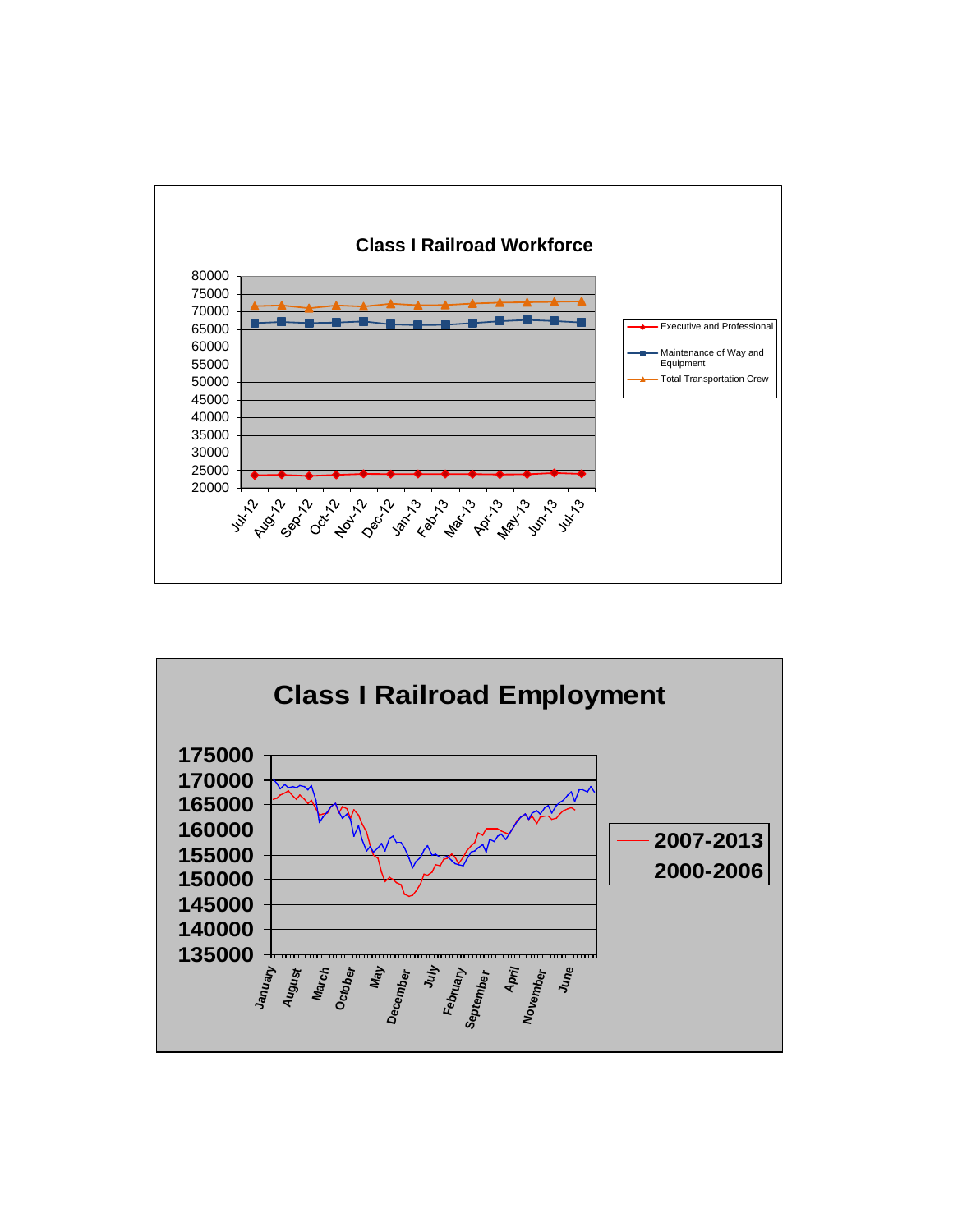Class I Railroad Workforce

80000
75000
70000
65000
60000
55000
50000
45000
40000
35000
30000
25000
20000

Jul-12
Aug-12
Sep-12
Oct-12
Nov-12
Dec-12
Jan-13
Feb-13
Mar-13
Apr-13
May-13
Jun-13
Jul-13

Executive and Professional
Maintenance of Way and Equipment
Total Transportation Crew

Class I Railroad Employment

175000
170000
165000
160000
155000
150000
145000
140000
135000

January
August
March
October
May
December
July
February
September
April
November
June

2007-2013
2000-2006